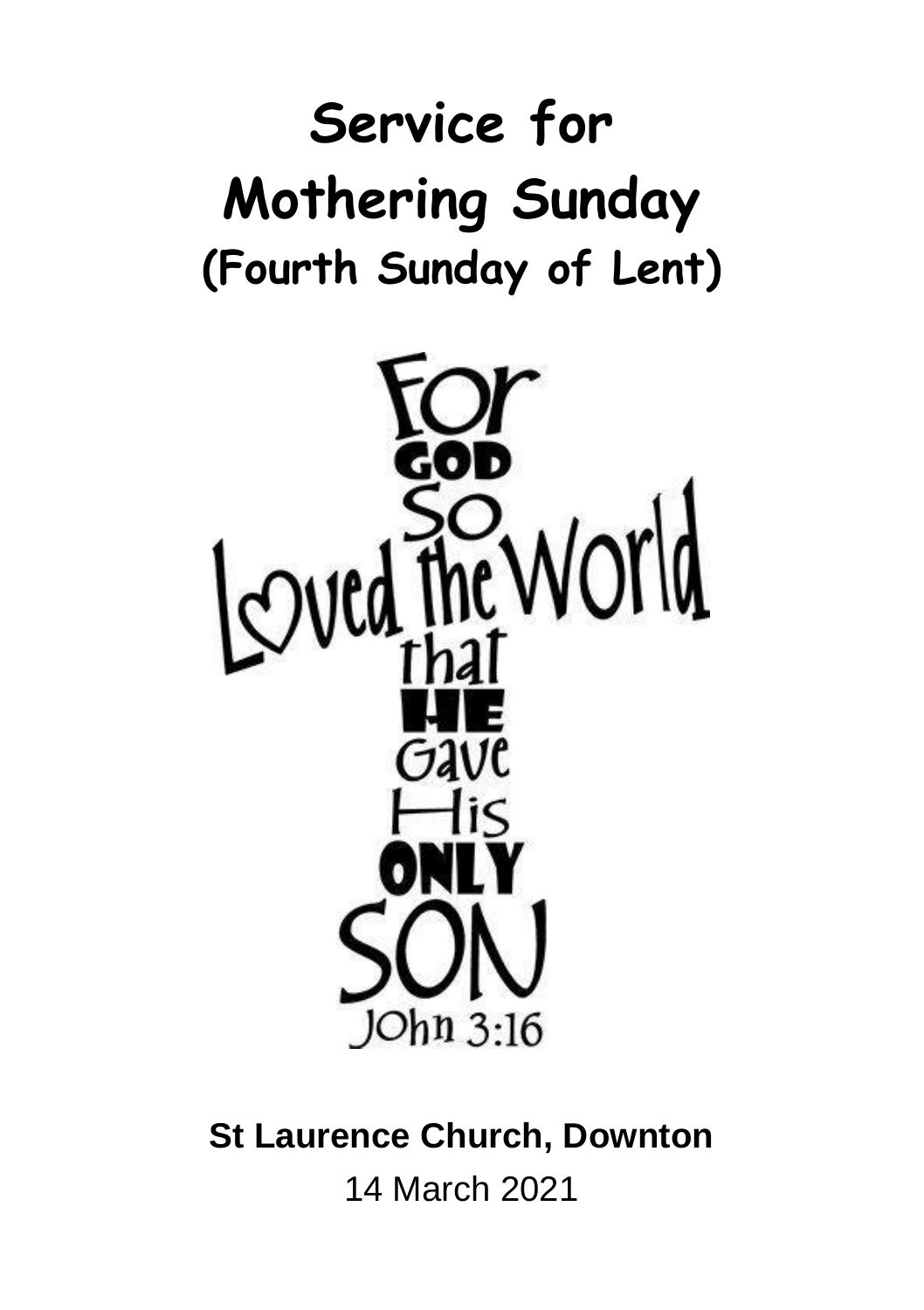# Service for Mothering Sunday
## (Fourth Sunday of Lent)

For GOD So Loved the World that HE Gave His ONLY SON

John 3:16

**St Laurence Church, Downton**

14 March 2021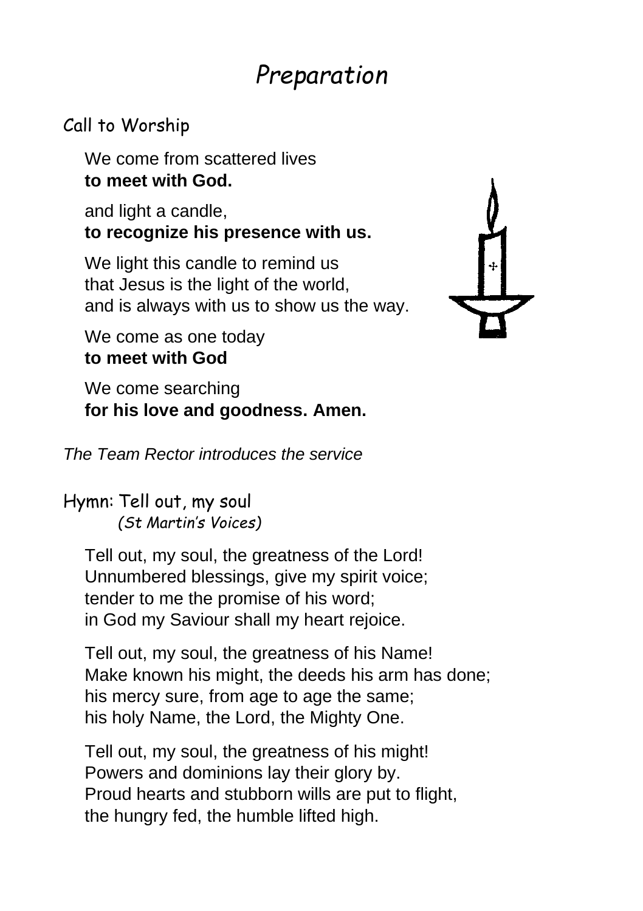# *Preparation*

## Call to Worship

We come from scattered lives
**to meet with God.**

and light a candle,
**to recognize his presence with us.**

We light this candle to remind us
that Jesus is the light of the world,
and is always with us to show us the way.

We come as one today
**to meet with God**

We come searching
**for his love and goodness. Amen.**

*The Team Rector introduces the service*

## Hymn: Tell out, my soul

*(St Martin's Voices)*

Tell out, my soul, the greatness of the Lord!
Unnumbered blessings, give my spirit voice;
tender to me the promise of his word;
in God my Saviour shall my heart rejoice.

Tell out, my soul, the greatness of his Name!
Make known his might, the deeds his arm has done;
his mercy sure, from age to age the same;
his holy Name, the Lord, the Mighty One.

Tell out, my soul, the greatness of his might!
Powers and dominions lay their glory by.
Proud hearts and stubborn wills are put to flight,
the hungry fed, the humble lifted high.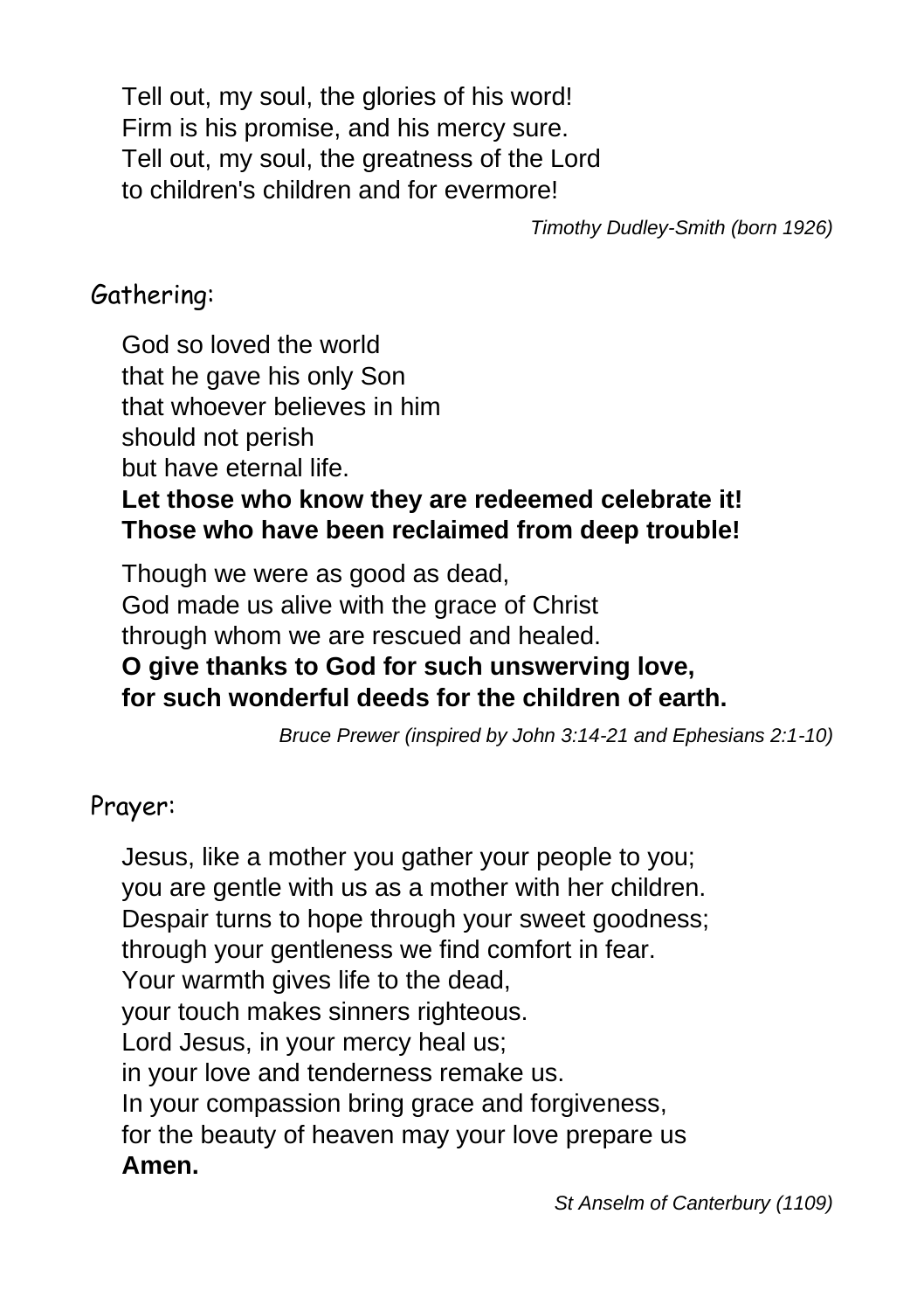Tell out, my soul, the glories of his word!
Firm is his promise, and his mercy sure.
Tell out, my soul, the greatness of the Lord
to children's children and for evermore!

*Timothy Dudley-Smith (born 1926)*

## Gathering:

God so loved the world
that he gave his only Son
that whoever believes in him
should not perish
but have eternal life.
**Let those who know they are redeemed celebrate it!**
**Those who have been reclaimed from deep trouble!**

Though we were as good as dead,
God made us alive with the grace of Christ
through whom we are rescued and healed.
**O give thanks to God for such unswerving love,**
**for such wonderful deeds for the children of earth.**

*Bruce Prewer (inspired by John 3:14-21 and Ephesians 2:1-10)*

## Prayer:

Jesus, like a mother you gather your people to you;
you are gentle with us as a mother with her children.
Despair turns to hope through your sweet goodness;
through your gentleness we find comfort in fear.
Your warmth gives life to the dead,
your touch makes sinners righteous.
Lord Jesus, in your mercy heal us;
in your love and tenderness remake us.
In your compassion bring grace and forgiveness,
for the beauty of heaven may your love prepare us
**Amen.**

*St Anselm of Canterbury (1109)*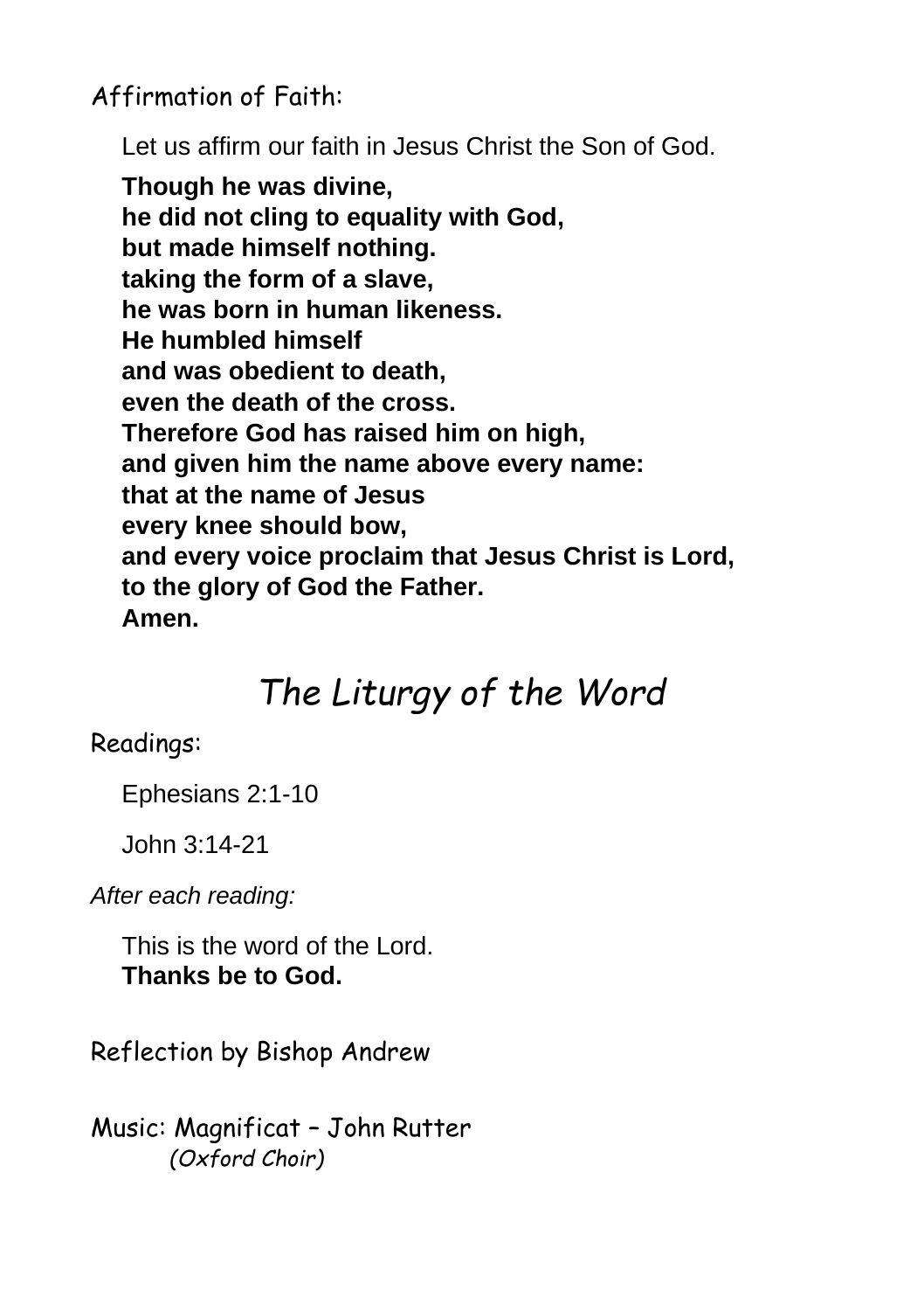Affirmation of Faith:

Let us affirm our faith in Jesus Christ the Son of God.

**Though he was divine,**
**he did not cling to equality with God,**
**but made himself nothing.**
**taking the form of a slave,**
**he was born in human likeness.**
**He humbled himself**
**and was obedient to death,**
**even the death of the cross.**
**Therefore God has raised him on high,**
**and given him the name above every name:**
**that at the name of Jesus**
**every knee should bow,**
**and every voice proclaim that Jesus Christ is Lord,**
**to the glory of God the Father.**
**Amen.**

# *The Liturgy of the Word*

Readings:

Ephesians 2:1-10

John 3:14-21

*After each reading:*

This is the word of the Lord.
**Thanks be to God.**

Reflection by Bishop Andrew

Music: Magnificat – John Rutter
*(Oxford Choir)*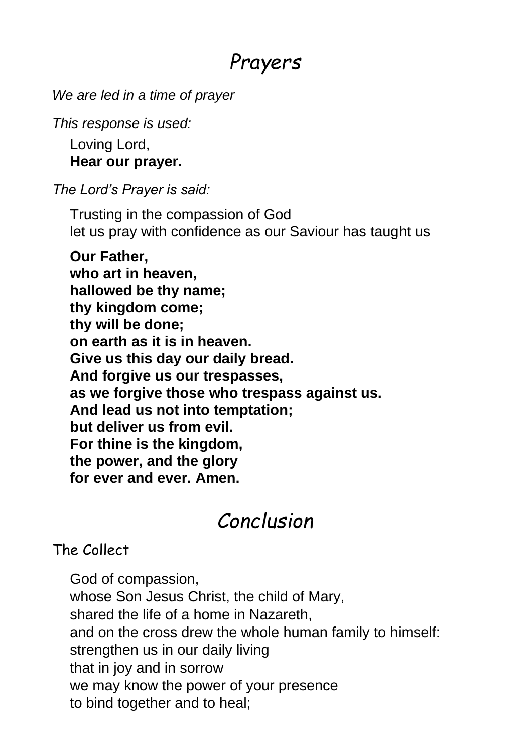# Prayers

*We are led in a time of prayer*

*This response is used:*

Loving Lord,
**Hear our prayer.**

*The Lord's Prayer is said:*

Trusting in the compassion of God
let us pray with confidence as our Saviour has taught us

**Our Father,**
**who art in heaven,**
**hallowed be thy name;**
**thy kingdom come;**
**thy will be done;**
**on earth as it is in heaven.**
**Give us this day our daily bread.**
**And forgive us our trespasses,**
**as we forgive those who trespass against us.**
**And lead us not into temptation;**
**but deliver us from evil.**
**For thine is the kingdom,**
**the power, and the glory**
**for ever and ever. Amen.**

# Conclusion

## The Collect

God of compassion,
whose Son Jesus Christ, the child of Mary,
shared the life of a home in Nazareth,
and on the cross drew the whole human family to himself:
strengthen us in our daily living
that in joy and in sorrow
we may know the power of your presence
to bind together and to heal;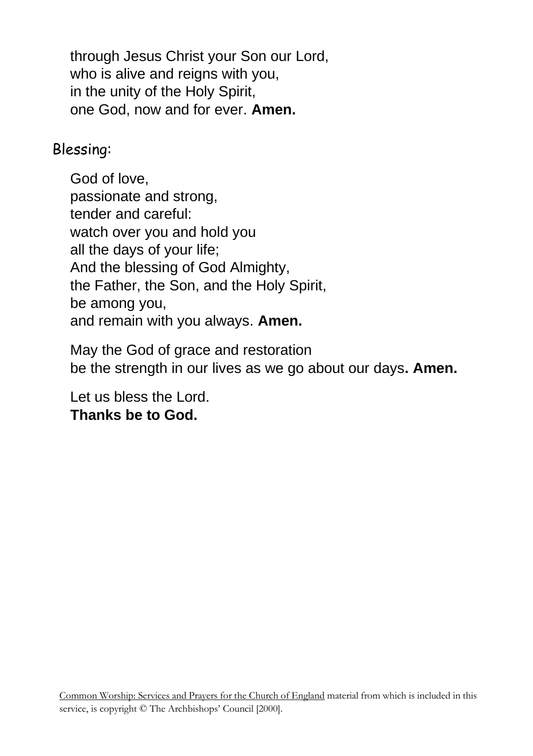through Jesus Christ your Son our Lord,  
who is alive and reigns with you,  
in the unity of the Holy Spirit,  
one God, now and for ever. **Amen.**

## Blessing:

God of love,  
passionate and strong,  
tender and careful:  
watch over you and hold you  
all the days of your life;  
And the blessing of God Almighty,  
the Father, the Son, and the Holy Spirit,  
be among you,  
and remain with you always. **Amen.**

May the God of grace and restoration  
be the strength in our lives as we go about our days**. Amen.**

Let us bless the Lord.  
**Thanks be to God.**

Common Worship: Services and Prayers for the Church of England material from which is included in this service, is copyright © The Archbishops' Council [2000].